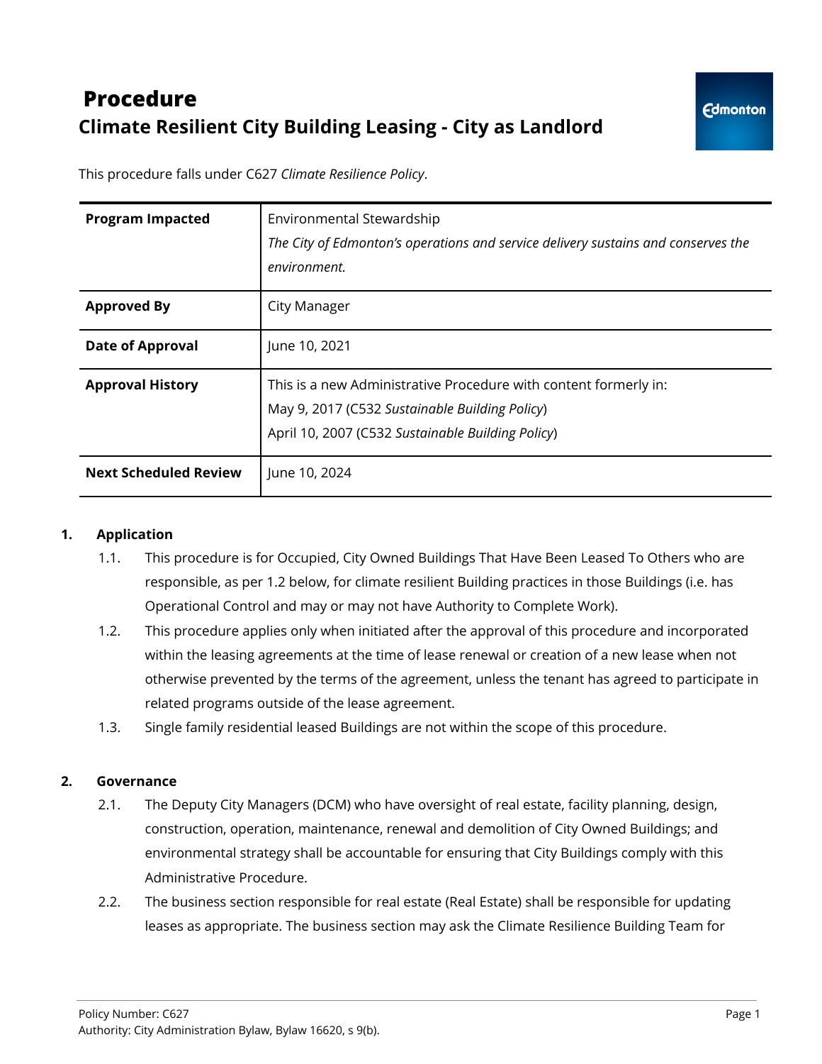# Procedure

## Climate Resilient City Building Leasing - City as Landlord

This procedure falls under C627 *Climate Resilience Policy*.

| | |
|---|---|
| **Program Impacted** | Environmental Stewardship<br>*The City of Edmonton's operations and service delivery sustains and conserves the environment.* |
| **Approved By** | City Manager |
| **Date of Approval** | June 10, 2021 |
| **Approval History** | This is a new Administrative Procedure with content formerly in:<br>May 9, 2017 (C532 *Sustainable Building Policy*)<br>April 10, 2007 (C532 *Sustainable Building Policy*) |
| **Next Scheduled Review** | June 10, 2024 |

**1. Application**

1.1. This procedure is for Occupied, City Owned Buildings That Have Been Leased To Others who are responsible, as per 1.2 below, for climate resilient Building practices in those Buildings (i.e. has Operational Control and may or may not have Authority to Complete Work).

1.2. This procedure applies only when initiated after the approval of this procedure and incorporated within the leasing agreements at the time of lease renewal or creation of a new lease when not otherwise prevented by the terms of the agreement, unless the tenant has agreed to participate in related programs outside of the lease agreement.

1.3. Single family residential leased Buildings are not within the scope of this procedure.

**2. Governance**

2.1. The Deputy City Managers (DCM) who have oversight of real estate, facility planning, design, construction, operation, maintenance, renewal and demolition of City Owned Buildings; and environmental strategy shall be accountable for ensuring that City Buildings comply with this Administrative Procedure.

2.2. The business section responsible for real estate (Real Estate) shall be responsible for updating leases as appropriate. The business section may ask the Climate Resilience Building Team for

Policy Number: C627
Authority: City Administration Bylaw, Bylaw 16620, s 9(b).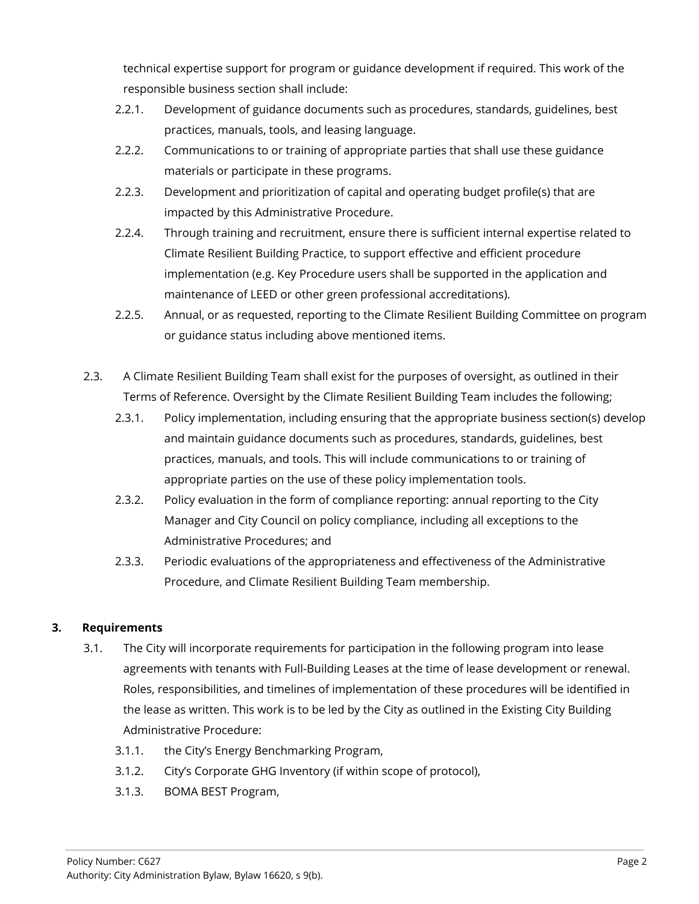technical expertise support for program or guidance development if required. This work of the responsible business section shall include:

- 2.2.1. Development of guidance documents such as procedures, standards, guidelines, best practices, manuals, tools, and leasing language.
- 2.2.2. Communications to or training of appropriate parties that shall use these guidance materials or participate in these programs.
- 2.2.3. Development and prioritization of capital and operating budget profile(s) that are impacted by this Administrative Procedure.
- 2.2.4. Through training and recruitment, ensure there is sufficient internal expertise related to Climate Resilient Building Practice, to support effective and efficient procedure implementation (e.g. Key Procedure users shall be supported in the application and maintenance of LEED or other green professional accreditations).
- 2.2.5. Annual, or as requested, reporting to the Climate Resilient Building Committee on program or guidance status including above mentioned items.

2.3. A Climate Resilient Building Team shall exist for the purposes of oversight, as outlined in their Terms of Reference. Oversight by the Climate Resilient Building Team includes the following;

- 2.3.1. Policy implementation, including ensuring that the appropriate business section(s) develop and maintain guidance documents such as procedures, standards, guidelines, best practices, manuals, and tools. This will include communications to or training of appropriate parties on the use of these policy implementation tools.
- 2.3.2. Policy evaluation in the form of compliance reporting: annual reporting to the City Manager and City Council on policy compliance, including all exceptions to the Administrative Procedures; and
- 2.3.3. Periodic evaluations of the appropriateness and effectiveness of the Administrative Procedure, and Climate Resilient Building Team membership.

## 3. Requirements

3.1. The City will incorporate requirements for participation in the following program into lease agreements with tenants with Full-Building Leases at the time of lease development or renewal. Roles, responsibilities, and timelines of implementation of these procedures will be identified in the lease as written. This work is to be led by the City as outlined in the Existing City Building Administrative Procedure:

- 3.1.1. the City's Energy Benchmarking Program,
- 3.1.2. City's Corporate GHG Inventory (if within scope of protocol),
- 3.1.3. BOMA BEST Program,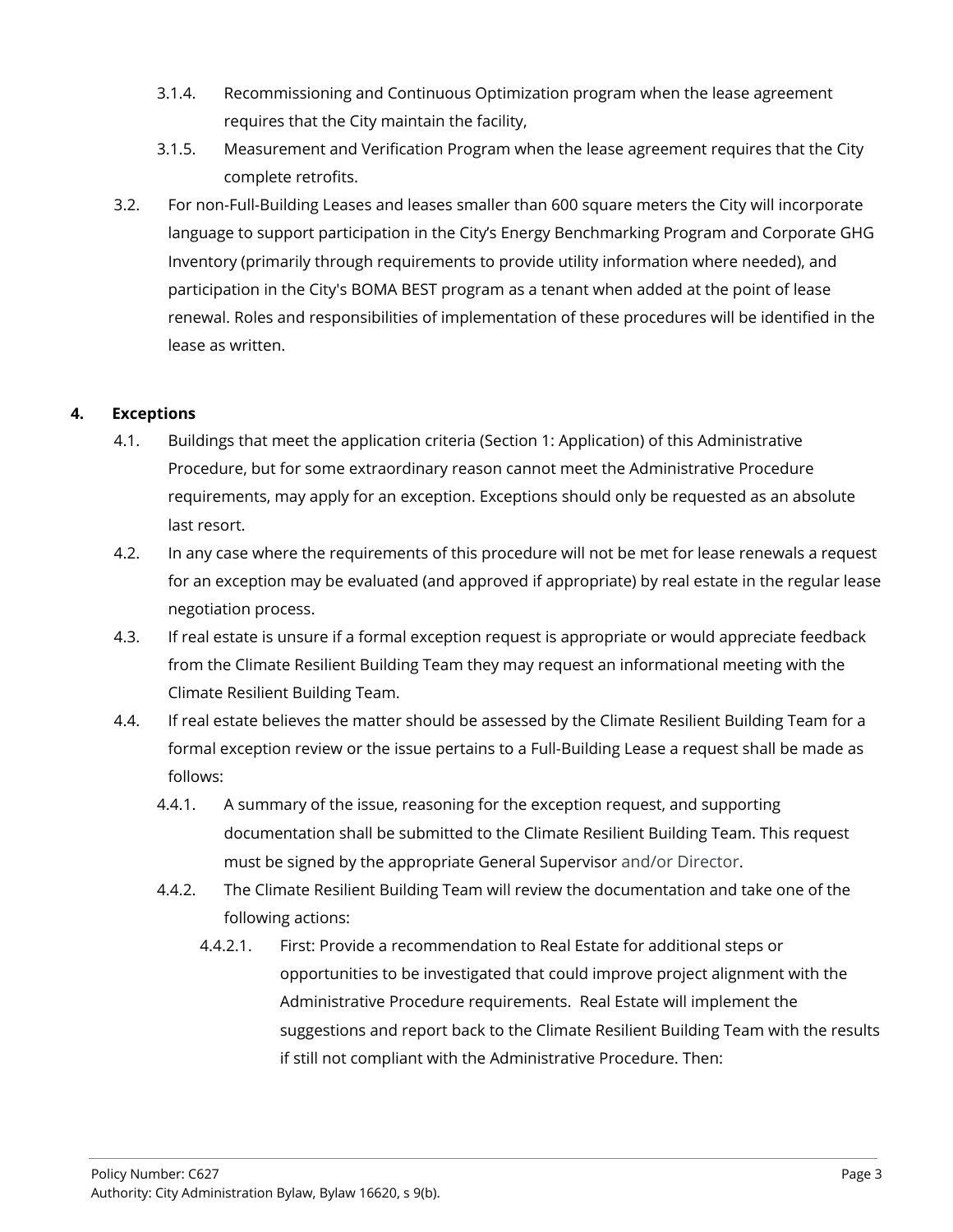3.1.4. Recommissioning and Continuous Optimization program when the lease agreement requires that the City maintain the facility,

3.1.5. Measurement and Verification Program when the lease agreement requires that the City complete retrofits.

3.2. For non-Full-Building Leases and leases smaller than 600 square meters the City will incorporate language to support participation in the City's Energy Benchmarking Program and Corporate GHG Inventory (primarily through requirements to provide utility information where needed), and participation in the City's BOMA BEST program as a tenant when added at the point of lease renewal. Roles and responsibilities of implementation of these procedures will be identified in the lease as written.

## 4. Exceptions

4.1. Buildings that meet the application criteria (Section 1: Application) of this Administrative Procedure, but for some extraordinary reason cannot meet the Administrative Procedure requirements, may apply for an exception. Exceptions should only be requested as an absolute last resort.

4.2. In any case where the requirements of this procedure will not be met for lease renewals a request for an exception may be evaluated (and approved if appropriate) by real estate in the regular lease negotiation process.

4.3. If real estate is unsure if a formal exception request is appropriate or would appreciate feedback from the Climate Resilient Building Team they may request an informational meeting with the Climate Resilient Building Team.

4.4. If real estate believes the matter should be assessed by the Climate Resilient Building Team for a formal exception review or the issue pertains to a Full-Building Lease a request shall be made as follows:

4.4.1. A summary of the issue, reasoning for the exception request, and supporting documentation shall be submitted to the Climate Resilient Building Team. This request must be signed by the appropriate General Supervisor and/or Director.

4.4.2. The Climate Resilient Building Team will review the documentation and take one of the following actions:

4.4.2.1. First: Provide a recommendation to Real Estate for additional steps or opportunities to be investigated that could improve project alignment with the Administrative Procedure requirements. Real Estate will implement the suggestions and report back to the Climate Resilient Building Team with the results if still not compliant with the Administrative Procedure. Then: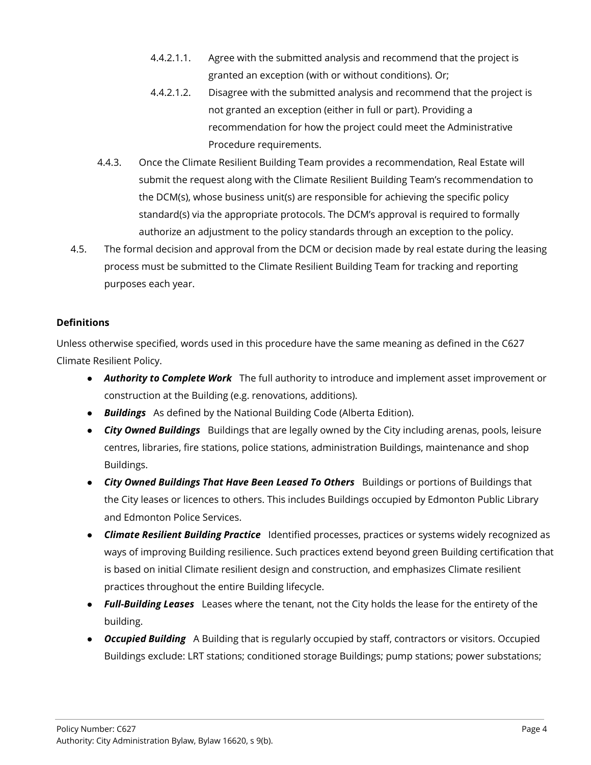- 4.4.2.1.1. Agree with the submitted analysis and recommend that the project is granted an exception (with or without conditions). Or;
- 4.4.2.1.2. Disagree with the submitted analysis and recommend that the project is not granted an exception (either in full or part). Providing a recommendation for how the project could meet the Administrative Procedure requirements.

4.4.3. Once the Climate Resilient Building Team provides a recommendation, Real Estate will submit the request along with the Climate Resilient Building Team's recommendation to the DCM(s), whose business unit(s) are responsible for achieving the specific policy standard(s) via the appropriate protocols. The DCM's approval is required to formally authorize an adjustment to the policy standards through an exception to the policy.

4.5. The formal decision and approval from the DCM or decision made by real estate during the leasing process must be submitted to the Climate Resilient Building Team for tracking and reporting purposes each year.

**Definitions**

Unless otherwise specified, words used in this procedure have the same meaning as defined in the C627 Climate Resilient Policy.

- ***Authority to Complete Work*** The full authority to introduce and implement asset improvement or construction at the Building (e.g. renovations, additions).
- ***Buildings*** As defined by the National Building Code (Alberta Edition).
- ***City Owned Buildings*** Buildings that are legally owned by the City including arenas, pools, leisure centres, libraries, fire stations, police stations, administration Buildings, maintenance and shop Buildings.
- ***City Owned Buildings That Have Been Leased To Others*** Buildings or portions of Buildings that the City leases or licences to others. This includes Buildings occupied by Edmonton Public Library and Edmonton Police Services.
- ***Climate Resilient Building Practice*** Identified processes, practices or systems widely recognized as ways of improving Building resilience. Such practices extend beyond green Building certification that is based on initial Climate resilient design and construction, and emphasizes Climate resilient practices throughout the entire Building lifecycle.
- ***Full-Building Leases*** Leases where the tenant, not the City holds the lease for the entirety of the building.
- ***Occupied Building*** A Building that is regularly occupied by staff, contractors or visitors. Occupied Buildings exclude: LRT stations; conditioned storage Buildings; pump stations; power substations;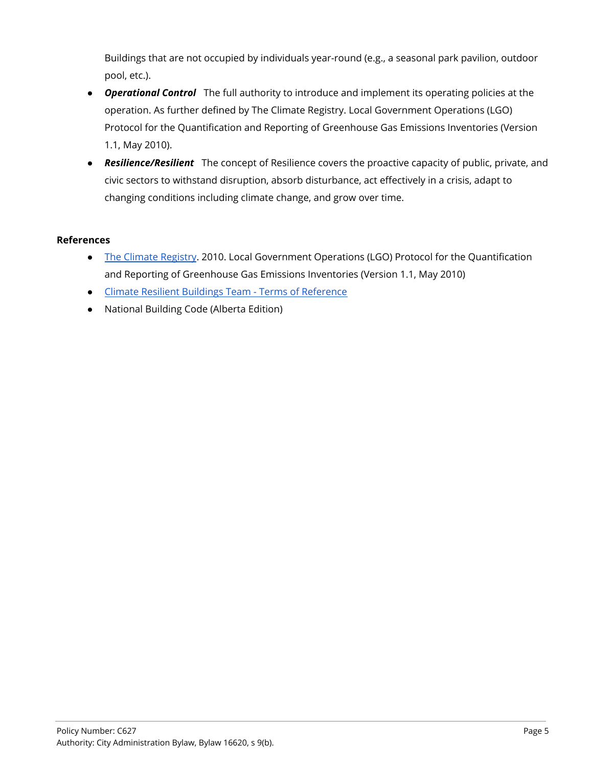Buildings that are not occupied by individuals year-round (e.g., a seasonal park pavilion, outdoor pool, etc.).

- ***Operational Control*** The full authority to introduce and implement its operating policies at the operation. As further defined by The Climate Registry. Local Government Operations (LGO) Protocol for the Quantification and Reporting of Greenhouse Gas Emissions Inventories (Version 1.1, May 2010).
- ***Resilience/Resilient*** The concept of Resilience covers the proactive capacity of public, private, and civic sectors to withstand disruption, absorb disturbance, act effectively in a crisis, adapt to changing conditions including climate change, and grow over time.

**References**

- The Climate Registry. 2010. Local Government Operations (LGO) Protocol for the Quantification and Reporting of Greenhouse Gas Emissions Inventories (Version 1.1, May 2010)
- Climate Resilient Buildings Team - Terms of Reference
- National Building Code (Alberta Edition)